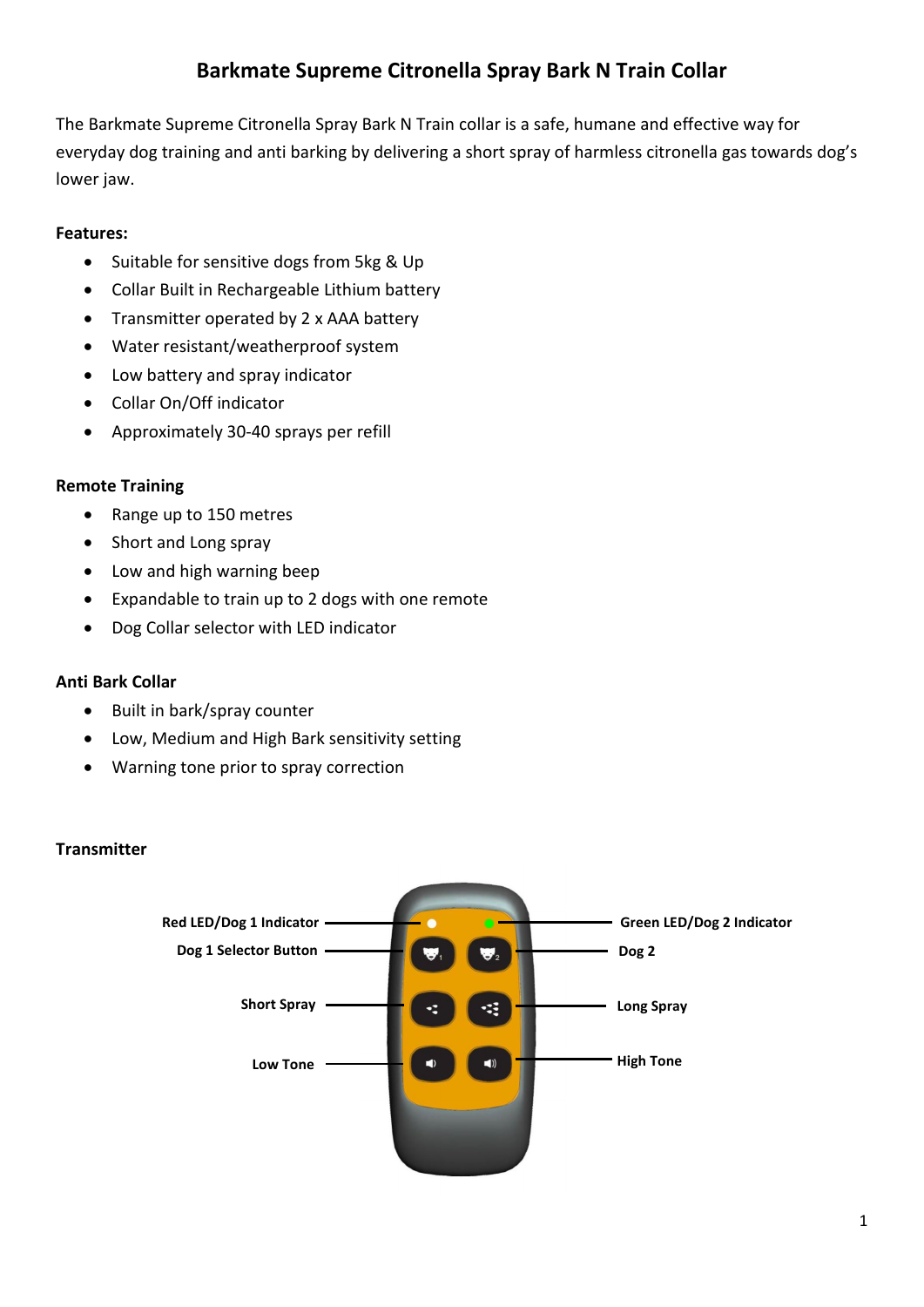# Barkmate Supreme Citronella Spray Bark N Train Collar

The Barkmate Supreme Citronella Spray Bark N Train collar is a safe, humane and effective way for everyday dog training and anti barking by delivering a short spray of harmless citronella gas towards dog's lower jaw.

**Features:**

- Suitable for sensitive dogs from 5kg & Up
- Collar Built in Rechargeable Lithium battery
- Transmitter operated by 2 x AAA battery
- Water resistant/weatherproof system
- Low battery and spray indicator
- Collar On/Off indicator
- Approximately 30-40 sprays per refill

**Remote Training**

- Range up to 150 metres
- Short and Long spray
- Low and high warning beep
- Expandable to train up to 2 dogs with one remote
- Dog Collar selector with LED indicator

**Anti Bark Collar**

- Built in bark/spray counter
- Low, Medium and High Bark sensitivity setting
- Warning tone prior to spray correction

**Transmitter**

Red LED/Dog 1 Indicator

Dog 1 Selector Button

Short Spray

Low Tone

Green LED/Dog 2 Indicator

Dog 2

Long Spray

High Tone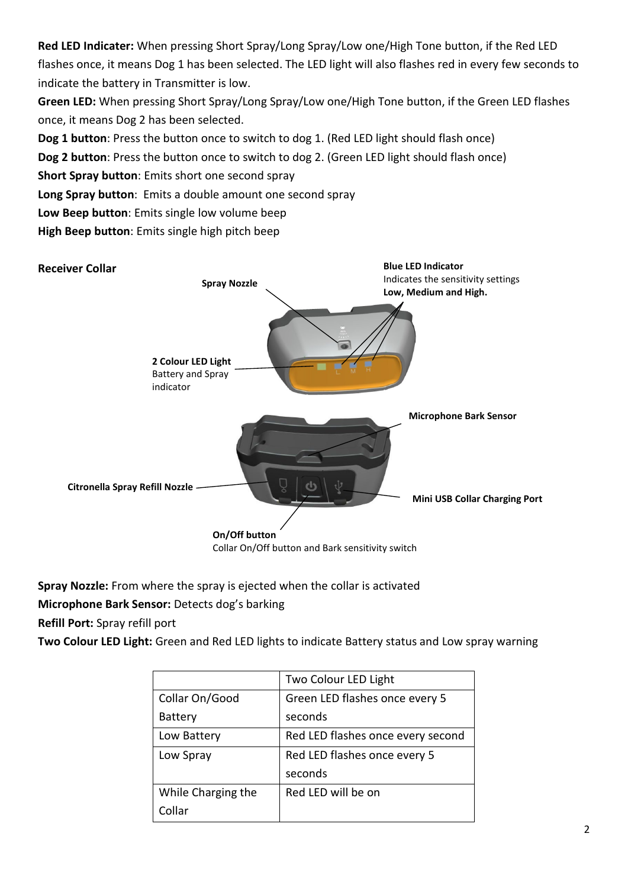**Red LED Indicater:** When pressing Short Spray/Long Spray/Low one/High Tone button, if the Red LED flashes once, it means Dog 1 has been selected. The LED light will also flashes red in every few seconds to indicate the battery in Transmitter is low.

**Green LED:** When pressing Short Spray/Long Spray/Low one/High Tone button, if the Green LED flashes once, it means Dog 2 has been selected.

**Dog 1 button**: Press the button once to switch to dog 1. (Red LED light should flash once)

**Dog 2 button**: Press the button once to switch to dog 2. (Green LED light should flash once)

**Short Spray button**: Emits short one second spray

**Long Spray button**: Emits a double amount one second spray

**Low Beep button**: Emits single low volume beep

**High Beep button**: Emits single high pitch beep

**Receiver Collar**

**Spray Nozzle**

**Blue LED Indicator**
Indicates the sensitivity settings **Low, Medium and High.**

**2 Colour LED Light**
Battery and Spray indicator

**Microphone Bark Sensor**

**Citronella Spray Refill Nozzle**

**Mini USB Collar Charging Port**

**On/Off button**
Collar On/Off button and Bark sensitivity switch

**Spray Nozzle:** From where the spray is ejected when the collar is activated

**Microphone Bark Sensor:** Detects dog's barking

**Refill Port:** Spray refill port

**Two Colour LED Light:** Green and Red LED lights to indicate Battery status and Low spray warning

| | Two Colour LED Light |
|---|---|
| Collar On/Good Battery | Green LED flashes once every 5 seconds |
| Low Battery | Red LED flashes once every second |
| Low Spray | Red LED flashes once every 5 seconds |
| While Charging the Collar | Red LED will be on |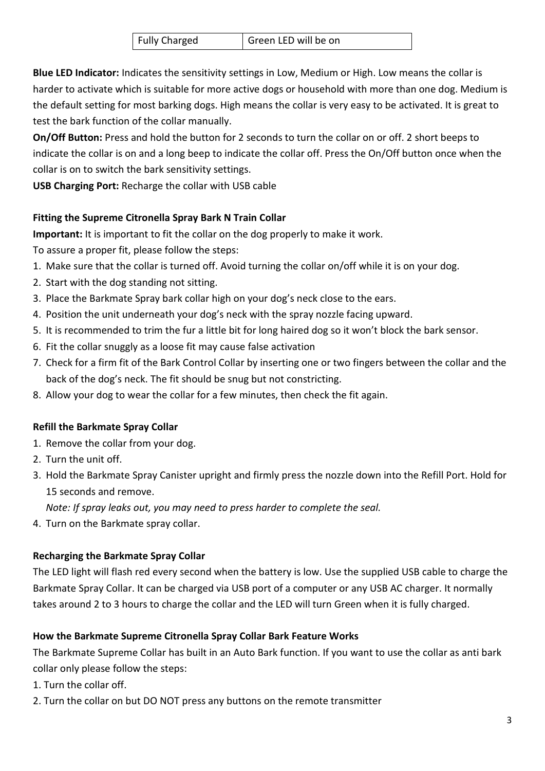| Fully Charged | Green LED will be on |
| --- | --- |

**Blue LED Indicator:** Indicates the sensitivity settings in Low, Medium or High. Low means the collar is harder to activate which is suitable for more active dogs or household with more than one dog. Medium is the default setting for most barking dogs. High means the collar is very easy to be activated. It is great to test the bark function of the collar manually.

**On/Off Button:** Press and hold the button for 2 seconds to turn the collar on or off. 2 short beeps to indicate the collar is on and a long beep to indicate the collar off. Press the On/Off button once when the collar is on to switch the bark sensitivity settings.

**USB Charging Port:** Recharge the collar with USB cable

**Fitting the Supreme Citronella Spray Bark N Train Collar**

**Important:** It is important to fit the collar on the dog properly to make it work.

To assure a proper fit, please follow the steps:

1. Make sure that the collar is turned off. Avoid turning the collar on/off while it is on your dog.
2. Start with the dog standing not sitting.
3. Place the Barkmate Spray bark collar high on your dog's neck close to the ears.
4. Position the unit underneath your dog's neck with the spray nozzle facing upward.
5. It is recommended to trim the fur a little bit for long haired dog so it won't block the bark sensor.
6. Fit the collar snuggly as a loose fit may cause false activation
7. Check for a firm fit of the Bark Control Collar by inserting one or two fingers between the collar and the back of the dog's neck. The fit should be snug but not constricting.
8. Allow your dog to wear the collar for a few minutes, then check the fit again.

**Refill the Barkmate Spray Collar**

1. Remove the collar from your dog.
2. Turn the unit off.
3. Hold the Barkmate Spray Canister upright and firmly press the nozzle down into the Refill Port. Hold for 15 seconds and remove.

   *Note: If spray leaks out, you may need to press harder to complete the seal.*
4. Turn on the Barkmate spray collar.

**Recharging the Barkmate Spray Collar**

The LED light will flash red every second when the battery is low. Use the supplied USB cable to charge the Barkmate Spray Collar. It can be charged via USB port of a computer or any USB AC charger. It normally takes around 2 to 3 hours to charge the collar and the LED will turn Green when it is fully charged.

**How the Barkmate Supreme Citronella Spray Collar Bark Feature Works**

The Barkmate Supreme Collar has built in an Auto Bark function. If you want to use the collar as anti bark collar only please follow the steps:

1. Turn the collar off.
2. Turn the collar on but DO NOT press any buttons on the remote transmitter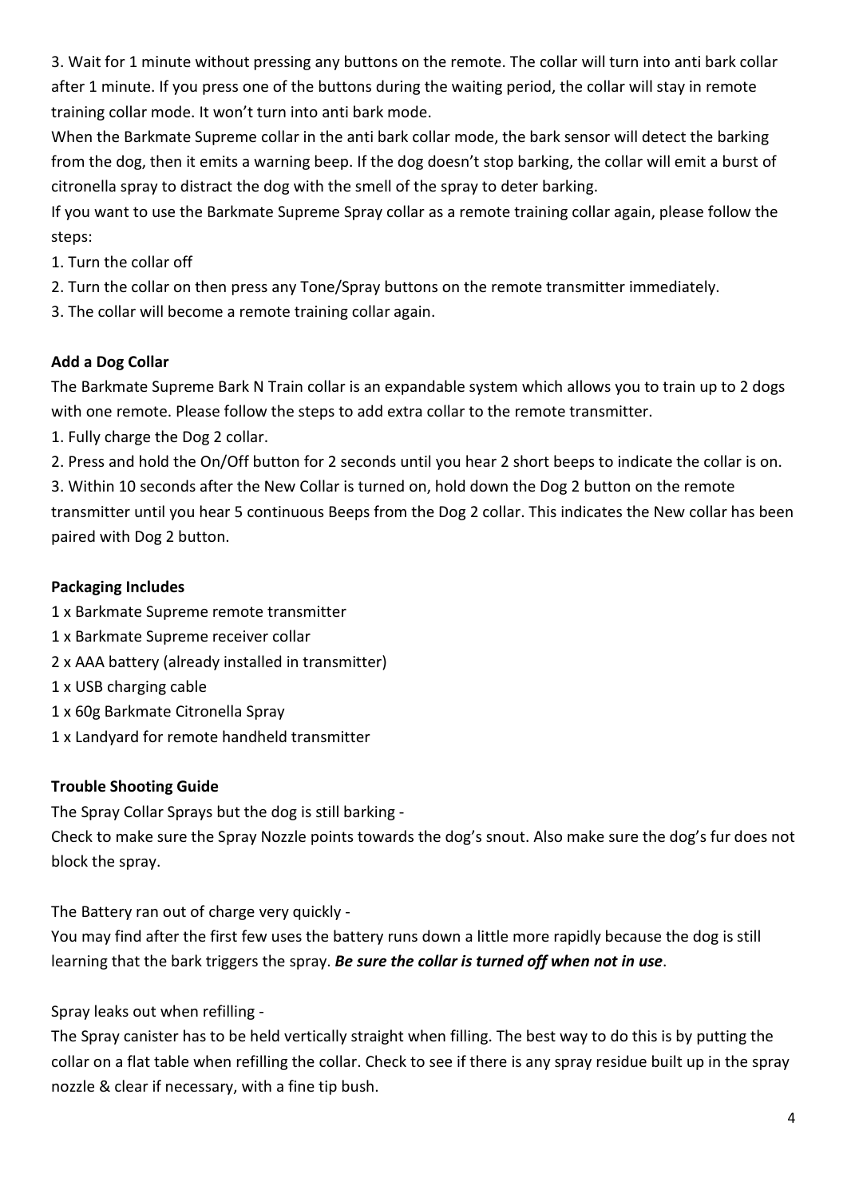3. Wait for 1 minute without pressing any buttons on the remote. The collar will turn into anti bark collar after 1 minute. If you press one of the buttons during the waiting period, the collar will stay in remote training collar mode. It won't turn into anti bark mode.

When the Barkmate Supreme collar in the anti bark collar mode, the bark sensor will detect the barking from the dog, then it emits a warning beep. If the dog doesn't stop barking, the collar will emit a burst of citronella spray to distract the dog with the smell of the spray to deter barking.

If you want to use the Barkmate Supreme Spray collar as a remote training collar again, please follow the steps:

1. Turn the collar off
2. Turn the collar on then press any Tone/Spray buttons on the remote transmitter immediately.
3. The collar will become a remote training collar again.

**Add a Dog Collar**

The Barkmate Supreme Bark N Train collar is an expandable system which allows you to train up to 2 dogs with one remote. Please follow the steps to add extra collar to the remote transmitter.

1. Fully charge the Dog 2 collar.
2. Press and hold the On/Off button for 2 seconds until you hear 2 short beeps to indicate the collar is on.
3. Within 10 seconds after the New Collar is turned on, hold down the Dog 2 button on the remote transmitter until you hear 5 continuous Beeps from the Dog 2 collar. This indicates the New collar has been paired with Dog 2 button.

**Packaging Includes**

1 x Barkmate Supreme remote transmitter
1 x Barkmate Supreme receiver collar
2 x AAA battery (already installed in transmitter)
1 x USB charging cable
1 x 60g Barkmate Citronella Spray
1 x Landyard for remote handheld transmitter

**Trouble Shooting Guide**

The Spray Collar Sprays but the dog is still barking -
Check to make sure the Spray Nozzle points towards the dog's snout. Also make sure the dog's fur does not block the spray.

The Battery ran out of charge very quickly -
You may find after the first few uses the battery runs down a little more rapidly because the dog is still learning that the bark triggers the spray. ***Be sure the collar is turned off when not in use***.

Spray leaks out when refilling -
The Spray canister has to be held vertically straight when filling. The best way to do this is by putting the collar on a flat table when refilling the collar. Check to see if there is any spray residue built up in the spray nozzle & clear if necessary, with a fine tip bush.